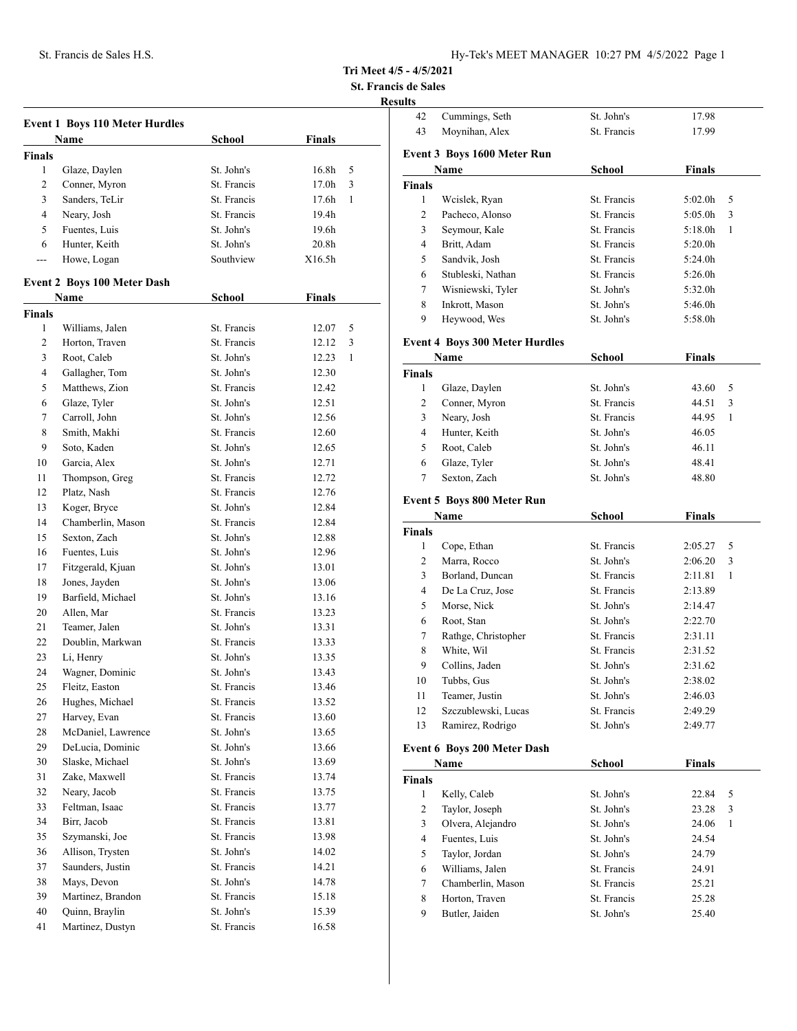**Tri Meet 4/5 - 4/5/2021**
**St. Francis de Sales**
**Results**

### Event 1 Boys 110 Meter Hurdles

| | Name | School | Finals | |
|---|---|---|---|---|
| **Finals** | | | | |
| 1 | Glaze, Daylen | St. John's | 16.8h | 5 |
| 2 | Conner, Myron | St. Francis | 17.0h | 3 |
| 3 | Sanders, TeLir | St. Francis | 17.6h | 1 |
| 4 | Neary, Josh | St. Francis | 19.4h | |
| 5 | Fuentes, Luis | St. John's | 19.6h | |
| 6 | Hunter, Keith | St. John's | 20.8h | |
| --- | Howe, Logan | Southview | X16.5h | |

### Event 2 Boys 100 Meter Dash

| | Name | School | Finals | |
|---|---|---|---|---|
| **Finals** | | | | |
| 1 | Williams, Jalen | St. Francis | 12.07 | 5 |
| 2 | Horton, Traven | St. Francis | 12.12 | 3 |
| 3 | Root, Caleb | St. John's | 12.23 | 1 |
| 4 | Gallagher, Tom | St. John's | 12.30 | |
| 5 | Matthews, Zion | St. Francis | 12.42 | |
| 6 | Glaze, Tyler | St. John's | 12.51 | |
| 7 | Carroll, John | St. John's | 12.56 | |
| 8 | Smith, Makhi | St. Francis | 12.60 | |
| 9 | Soto, Kaden | St. John's | 12.65 | |
| 10 | Garcia, Alex | St. John's | 12.71 | |
| 11 | Thompson, Greg | St. Francis | 12.72 | |
| 12 | Platz, Nash | St. Francis | 12.76 | |
| 13 | Koger, Bryce | St. John's | 12.84 | |
| 14 | Chamberlin, Mason | St. Francis | 12.84 | |
| 15 | Sexton, Zach | St. John's | 12.88 | |
| 16 | Fuentes, Luis | St. John's | 12.96 | |
| 17 | Fitzgerald, Kjuan | St. John's | 13.01 | |
| 18 | Jones, Jayden | St. John's | 13.06 | |
| 19 | Barfield, Michael | St. John's | 13.16 | |
| 20 | Allen, Mar | St. Francis | 13.23 | |
| 21 | Teamer, Jalen | St. John's | 13.31 | |
| 22 | Doublin, Markwan | St. Francis | 13.33 | |
| 23 | Li, Henry | St. John's | 13.35 | |
| 24 | Wagner, Dominic | St. John's | 13.43 | |
| 25 | Fleitz, Easton | St. Francis | 13.46 | |
| 26 | Hughes, Michael | St. Francis | 13.52 | |
| 27 | Harvey, Evan | St. Francis | 13.60 | |
| 28 | McDaniel, Lawrence | St. John's | 13.65 | |
| 29 | DeLucia, Dominic | St. John's | 13.66 | |
| 30 | Slaske, Michael | St. John's | 13.69 | |
| 31 | Zake, Maxwell | St. Francis | 13.74 | |
| 32 | Neary, Jacob | St. Francis | 13.75 | |
| 33 | Feltman, Isaac | St. Francis | 13.77 | |
| 34 | Birr, Jacob | St. Francis | 13.81 | |
| 35 | Szymanski, Joe | St. Francis | 13.98 | |
| 36 | Allison, Trysten | St. John's | 14.02 | |
| 37 | Saunders, Justin | St. Francis | 14.21 | |
| 38 | Mays, Devon | St. John's | 14.78 | |
| 39 | Martinez, Brandon | St. Francis | 15.18 | |
| 40 | Quinn, Braylin | St. John's | 15.39 | |
| 41 | Martinez, Dustyn | St. Francis | 16.58 | |
| 42 | Cummings, Seth | St. John's | 17.98 | |
| 43 | Moynihan, Alex | St. Francis | 17.99 | |

### Event 3 Boys 1600 Meter Run

| | Name | School | Finals | |
|---|---|---|---|---|
| **Finals** | | | | |
| 1 | Wcislek, Ryan | St. Francis | 5:02.0h | 5 |
| 2 | Pacheco, Alonso | St. Francis | 5:05.0h | 3 |
| 3 | Seymour, Kale | St. Francis | 5:18.0h | 1 |
| 4 | Britt, Adam | St. Francis | 5:20.0h | |
| 5 | Sandvik, Josh | St. Francis | 5:24.0h | |
| 6 | Stubleski, Nathan | St. Francis | 5:26.0h | |
| 7 | Wisniewski, Tyler | St. John's | 5:32.0h | |
| 8 | Inkrott, Mason | St. John's | 5:46.0h | |
| 9 | Heywood, Wes | St. John's | 5:58.0h | |

### Event 4 Boys 300 Meter Hurdles

| | Name | School | Finals | |
|---|---|---|---|---|
| **Finals** | | | | |
| 1 | Glaze, Daylen | St. John's | 43.60 | 5 |
| 2 | Conner, Myron | St. Francis | 44.51 | 3 |
| 3 | Neary, Josh | St. Francis | 44.95 | 1 |
| 4 | Hunter, Keith | St. John's | 46.05 | |
| 5 | Root, Caleb | St. John's | 46.11 | |
| 6 | Glaze, Tyler | St. John's | 48.41 | |
| 7 | Sexton, Zach | St. John's | 48.80 | |

### Event 5 Boys 800 Meter Run

| | Name | School | Finals | |
|---|---|---|---|---|
| **Finals** | | | | |
| 1 | Cope, Ethan | St. Francis | 2:05.27 | 5 |
| 2 | Marra, Rocco | St. John's | 2:06.20 | 3 |
| 3 | Borland, Duncan | St. Francis | 2:11.81 | 1 |
| 4 | De La Cruz, Jose | St. Francis | 2:13.89 | |
| 5 | Morse, Nick | St. John's | 2:14.47 | |
| 6 | Root, Stan | St. John's | 2:22.70 | |
| 7 | Rathge, Christopher | St. Francis | 2:31.11 | |
| 8 | White, Wil | St. Francis | 2:31.52 | |
| 9 | Collins, Jaden | St. John's | 2:31.62 | |
| 10 | Tubbs, Gus | St. John's | 2:38.02 | |
| 11 | Teamer, Justin | St. John's | 2:46.03 | |
| 12 | Szczublewski, Lucas | St. Francis | 2:49.29 | |
| 13 | Ramirez, Rodrigo | St. John's | 2:49.77 | |

### Event 6 Boys 200 Meter Dash

| | Name | School | Finals | |
|---|---|---|---|---|
| **Finals** | | | | |
| 1 | Kelly, Caleb | St. John's | 22.84 | 5 |
| 2 | Taylor, Joseph | St. John's | 23.28 | 3 |
| 3 | Olvera, Alejandro | St. John's | 24.06 | 1 |
| 4 | Fuentes, Luis | St. John's | 24.54 | |
| 5 | Taylor, Jordan | St. John's | 24.79 | |
| 6 | Williams, Jalen | St. Francis | 24.91 | |
| 7 | Chamberlin, Mason | St. Francis | 25.21 | |
| 8 | Horton, Traven | St. Francis | 25.28 | |
| 9 | Butler, Jaiden | St. John's | 25.40 | |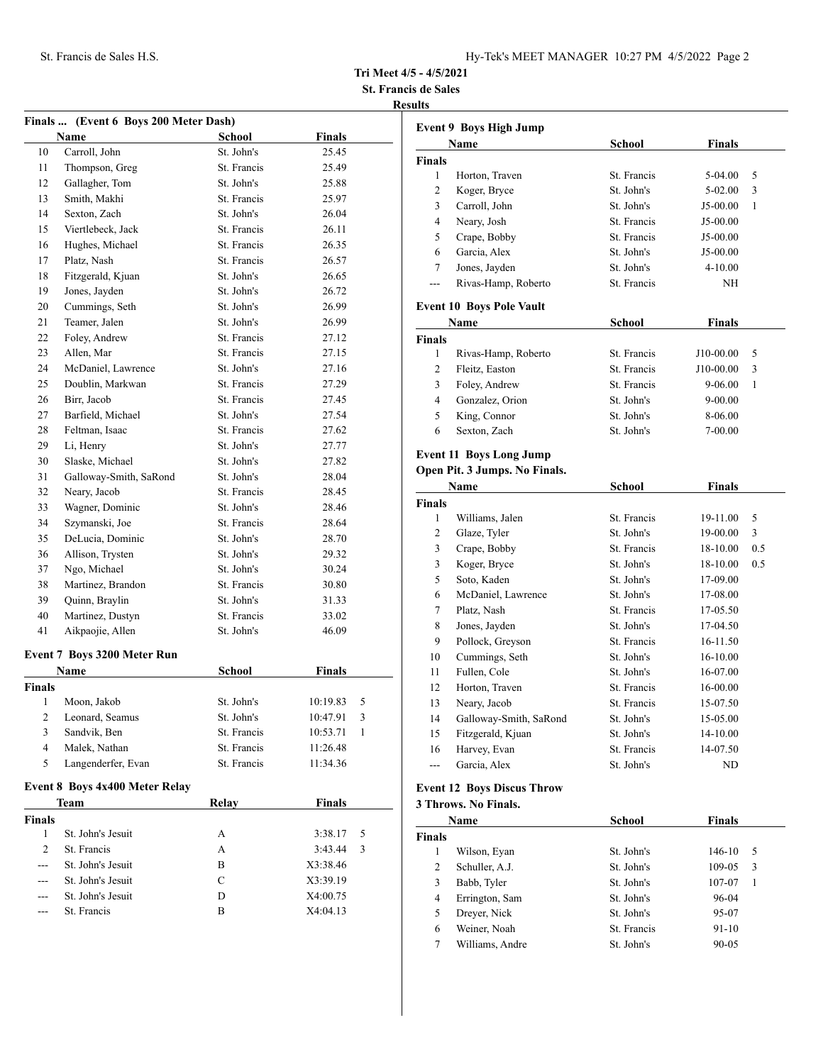**Tri Meet 4/5 - 4/5/2021**

**St. Francis de Sales**

**Results**

### Finals ... (Event 6 Boys 200 Meter Dash)

| | Name | School | Finals |
|---|---|---|---|
| 10 | Carroll, John | St. John's | 25.45 |
| 11 | Thompson, Greg | St. Francis | 25.49 |
| 12 | Gallagher, Tom | St. John's | 25.88 |
| 13 | Smith, Makhi | St. Francis | 25.97 |
| 14 | Sexton, Zach | St. John's | 26.04 |
| 15 | Viertlebeck, Jack | St. Francis | 26.11 |
| 16 | Hughes, Michael | St. Francis | 26.35 |
| 17 | Platz, Nash | St. Francis | 26.57 |
| 18 | Fitzgerald, Kjuan | St. John's | 26.65 |
| 19 | Jones, Jayden | St. John's | 26.72 |
| 20 | Cummings, Seth | St. John's | 26.99 |
| 21 | Teamer, Jalen | St. John's | 26.99 |
| 22 | Foley, Andrew | St. Francis | 27.12 |
| 23 | Allen, Mar | St. Francis | 27.15 |
| 24 | McDaniel, Lawrence | St. John's | 27.16 |
| 25 | Doublin, Markwan | St. Francis | 27.29 |
| 26 | Birr, Jacob | St. Francis | 27.45 |
| 27 | Barfield, Michael | St. John's | 27.54 |
| 28 | Feltman, Isaac | St. Francis | 27.62 |
| 29 | Li, Henry | St. John's | 27.77 |
| 30 | Slaske, Michael | St. John's | 27.82 |
| 31 | Galloway-Smith, SaRond | St. John's | 28.04 |
| 32 | Neary, Jacob | St. Francis | 28.45 |
| 33 | Wagner, Dominic | St. John's | 28.46 |
| 34 | Szymanski, Joe | St. Francis | 28.64 |
| 35 | DeLucia, Dominic | St. John's | 28.70 |
| 36 | Allison, Trysten | St. John's | 29.32 |
| 37 | Ngo, Michael | St. John's | 30.24 |
| 38 | Martinez, Brandon | St. Francis | 30.80 |
| 39 | Quinn, Braylin | St. John's | 31.33 |
| 40 | Martinez, Dustyn | St. Francis | 33.02 |
| 41 | Aikpaojie, Allen | St. John's | 46.09 |

### Event 7 Boys 3200 Meter Run

| | Name | School | Finals | |
|---|---|---|---|---|
| **Finals** | | | | |
| 1 | Moon, Jakob | St. John's | 10:19.83 | 5 |
| 2 | Leonard, Seamus | St. John's | 10:47.91 | 3 |
| 3 | Sandvik, Ben | St. Francis | 10:53.71 | 1 |
| 4 | Malek, Nathan | St. Francis | 11:26.48 | |
| 5 | Langenderfer, Evan | St. Francis | 11:34.36 | |

### Event 8 Boys 4x400 Meter Relay

| | Team | Relay | Finals | |
|---|---|---|---|---|
| **Finals** | | | | |
| 1 | St. John's Jesuit | A | 3:38.17 | 5 |
| 2 | St. Francis | A | 3:43.44 | 3 |
| --- | St. John's Jesuit | B | X3:38.46 | |
| --- | St. John's Jesuit | C | X3:39.19 | |
| --- | St. John's Jesuit | D | X4:00.75 | |
| --- | St. Francis | B | X4:04.13 | |

### Event 9 Boys High Jump

| | Name | School | Finals | |
|---|---|---|---|---|
| **Finals** | | | | |
| 1 | Horton, Traven | St. Francis | 5-04.00 | 5 |
| 2 | Koger, Bryce | St. John's | 5-02.00 | 3 |
| 3 | Carroll, John | St. John's | J5-00.00 | 1 |
| 4 | Neary, Josh | St. Francis | J5-00.00 | |
| 5 | Crape, Bobby | St. Francis | J5-00.00 | |
| 6 | Garcia, Alex | St. John's | J5-00.00 | |
| 7 | Jones, Jayden | St. John's | 4-10.00 | |
| --- | Rivas-Hamp, Roberto | St. Francis | NH | |

### Event 10 Boys Pole Vault

| | Name | School | Finals | |
|---|---|---|---|---|
| **Finals** | | | | |
| 1 | Rivas-Hamp, Roberto | St. Francis | J10-00.00 | 5 |
| 2 | Fleitz, Easton | St. Francis | J10-00.00 | 3 |
| 3 | Foley, Andrew | St. Francis | 9-06.00 | 1 |
| 4 | Gonzalez, Orion | St. John's | 9-00.00 | |
| 5 | King, Connor | St. John's | 8-06.00 | |
| 6 | Sexton, Zach | St. John's | 7-00.00 | |

### Event 11 Boys Long Jump

**Open Pit. 3 Jumps. No Finals.**

| | Name | School | Finals | |
|---|---|---|---|---|
| **Finals** | | | | |
| 1 | Williams, Jalen | St. Francis | 19-11.00 | 5 |
| 2 | Glaze, Tyler | St. John's | 19-00.00 | 3 |
| 3 | Crape, Bobby | St. Francis | 18-10.00 | 0.5 |
| 3 | Koger, Bryce | St. John's | 18-10.00 | 0.5 |
| 5 | Soto, Kaden | St. John's | 17-09.00 | |
| 6 | McDaniel, Lawrence | St. John's | 17-08.00 | |
| 7 | Platz, Nash | St. Francis | 17-05.50 | |
| 8 | Jones, Jayden | St. John's | 17-04.50 | |
| 9 | Pollock, Greyson | St. Francis | 16-11.50 | |
| 10 | Cummings, Seth | St. John's | 16-10.00 | |
| 11 | Fullen, Cole | St. John's | 16-07.00 | |
| 12 | Horton, Traven | St. Francis | 16-00.00 | |
| 13 | Neary, Jacob | St. Francis | 15-07.50 | |
| 14 | Galloway-Smith, SaRond | St. John's | 15-05.00 | |
| 15 | Fitzgerald, Kjuan | St. John's | 14-10.00 | |
| 16 | Harvey, Evan | St. Francis | 14-07.50 | |
| --- | Garcia, Alex | St. John's | ND | |

### Event 12 Boys Discus Throw

**3 Throws. No Finals.**

| | Name | School | Finals | |
|---|---|---|---|---|
| **Finals** | | | | |
| 1 | Wilson, Eyan | St. John's | 146-10 | 5 |
| 2 | Schuller, A.J. | St. John's | 109-05 | 3 |
| 3 | Babb, Tyler | St. John's | 107-07 | 1 |
| 4 | Errington, Sam | St. John's | 96-04 | |
| 5 | Dreyer, Nick | St. John's | 95-07 | |
| 6 | Weiner, Noah | St. Francis | 91-10 | |
| 7 | Williams, Andre | St. John's | 90-05 | |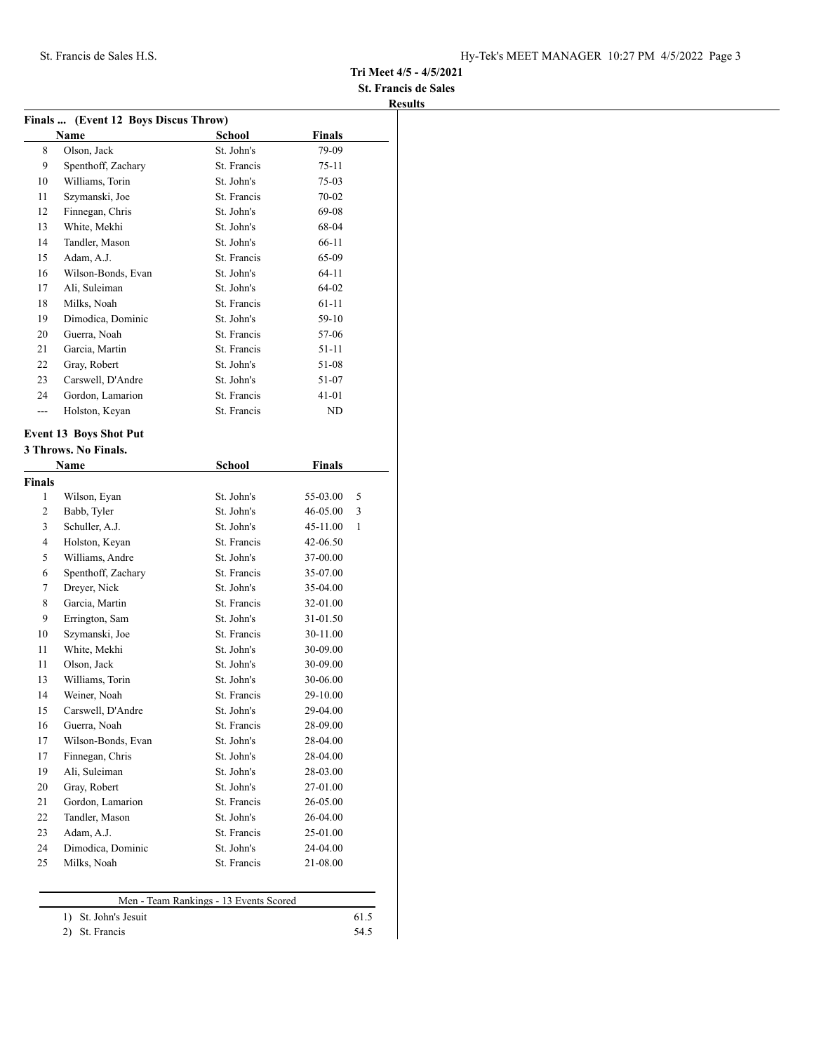**Tri Meet 4/5 - 4/5/2021**
**St. Francis de Sales**
**Results**

### Finals ... (Event 12 Boys Discus Throw)

| | Name | School | Finals |
|---|---|---|---|
| 8 | Olson, Jack | St. John's | 79-09 |
| 9 | Spenthoff, Zachary | St. Francis | 75-11 |
| 10 | Williams, Torin | St. John's | 75-03 |
| 11 | Szymanski, Joe | St. Francis | 70-02 |
| 12 | Finnegan, Chris | St. John's | 69-08 |
| 13 | White, Mekhi | St. John's | 68-04 |
| 14 | Tandler, Mason | St. John's | 66-11 |
| 15 | Adam, A.J. | St. Francis | 65-09 |
| 16 | Wilson-Bonds, Evan | St. John's | 64-11 |
| 17 | Ali, Suleiman | St. John's | 64-02 |
| 18 | Milks, Noah | St. Francis | 61-11 |
| 19 | Dimodica, Dominic | St. John's | 59-10 |
| 20 | Guerra, Noah | St. Francis | 57-06 |
| 21 | Garcia, Martin | St. Francis | 51-11 |
| 22 | Gray, Robert | St. John's | 51-08 |
| 23 | Carswell, D'Andre | St. John's | 51-07 |
| 24 | Gordon, Lamarion | St. Francis | 41-01 |
| --- | Holston, Keyan | St. Francis | ND |

### Event 13 Boys Shot Put

**3 Throws. No Finals.**

| | Name | School | Finals | |
|---|---|---|---|---|
| **Finals** | | | | |
| 1 | Wilson, Eyan | St. John's | 55-03.00 | 5 |
| 2 | Babb, Tyler | St. John's | 46-05.00 | 3 |
| 3 | Schuller, A.J. | St. John's | 45-11.00 | 1 |
| 4 | Holston, Keyan | St. Francis | 42-06.50 | |
| 5 | Williams, Andre | St. John's | 37-00.00 | |
| 6 | Spenthoff, Zachary | St. Francis | 35-07.00 | |
| 7 | Dreyer, Nick | St. John's | 35-04.00 | |
| 8 | Garcia, Martin | St. Francis | 32-01.00 | |
| 9 | Errington, Sam | St. John's | 31-01.50 | |
| 10 | Szymanski, Joe | St. Francis | 30-11.00 | |
| 11 | White, Mekhi | St. John's | 30-09.00 | |
| 11 | Olson, Jack | St. John's | 30-09.00 | |
| 13 | Williams, Torin | St. John's | 30-06.00 | |
| 14 | Weiner, Noah | St. Francis | 29-10.00 | |
| 15 | Carswell, D'Andre | St. John's | 29-04.00 | |
| 16 | Guerra, Noah | St. Francis | 28-09.00 | |
| 17 | Wilson-Bonds, Evan | St. John's | 28-04.00 | |
| 17 | Finnegan, Chris | St. John's | 28-04.00 | |
| 19 | Ali, Suleiman | St. John's | 28-03.00 | |
| 20 | Gray, Robert | St. John's | 27-01.00 | |
| 21 | Gordon, Lamarion | St. Francis | 26-05.00 | |
| 22 | Tandler, Mason | St. John's | 26-04.00 | |
| 23 | Adam, A.J. | St. Francis | 25-01.00 | |
| 24 | Dimodica, Dominic | St. John's | 24-04.00 | |
| 25 | Milks, Noah | St. Francis | 21-08.00 | |

| Men - Team Rankings - 13 Events Scored | |
|---|---|
| 1) St. John's Jesuit | 61.5 |
| 2) St. Francis | 54.5 |